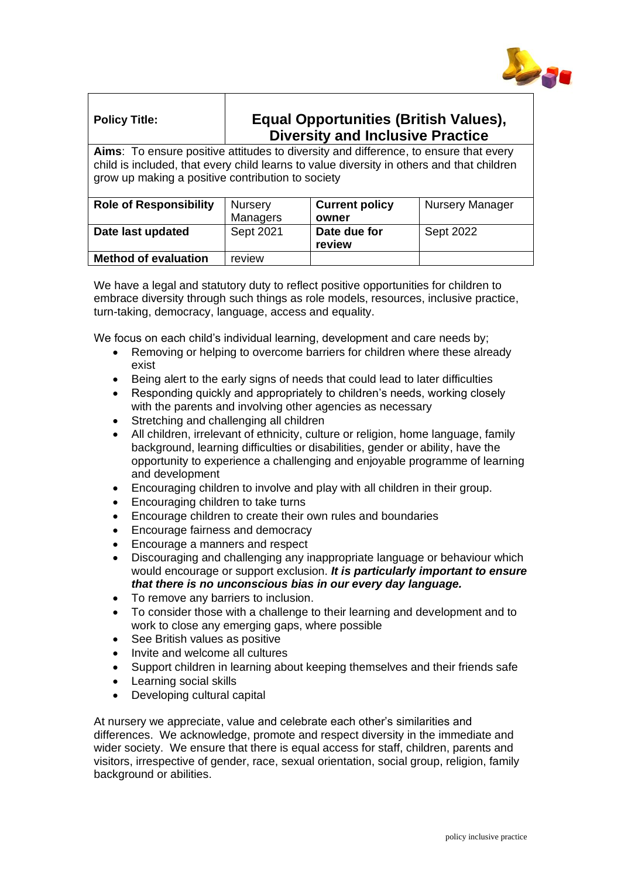| **Policy Title:** | **Equal Opportunities (British Values), Diversity and Inclusive Practice** | | |
|---|---|---|---|
| **Aims**: To ensure positive attitudes to diversity and difference, to ensure that every child is included, that every child learns to value diversity in others and that children grow up making a positive contribution to society | | | |
| **Role of Responsibility** | Nursery Managers | **Current policy owner** | Nursery Manager |
| **Date last updated** | Sept 2021 | **Date due for review** | Sept 2022 |
| **Method of evaluation** | review | | |

We have a legal and statutory duty to reflect positive opportunities for children to embrace diversity through such things as role models, resources, inclusive practice, turn-taking, democracy, language, access and equality.

We focus on each child's individual learning, development and care needs by;

- Removing or helping to overcome barriers for children where these already exist
- Being alert to the early signs of needs that could lead to later difficulties
- Responding quickly and appropriately to children's needs, working closely with the parents and involving other agencies as necessary
- Stretching and challenging all children
- All children, irrelevant of ethnicity, culture or religion, home language, family background, learning difficulties or disabilities, gender or ability, have the opportunity to experience a challenging and enjoyable programme of learning and development
- Encouraging children to involve and play with all children in their group.
- Encouraging children to take turns
- Encourage children to create their own rules and boundaries
- Encourage fairness and democracy
- Encourage a manners and respect
- Discouraging and challenging any inappropriate language or behaviour which would encourage or support exclusion. ***It is particularly important to ensure that there is no unconscious bias in our every day language.***
- To remove any barriers to inclusion.
- To consider those with a challenge to their learning and development and to work to close any emerging gaps, where possible
- See British values as positive
- Invite and welcome all cultures
- Support children in learning about keeping themselves and their friends safe
- Learning social skills
- Developing cultural capital

At nursery we appreciate, value and celebrate each other's similarities and differences. We acknowledge, promote and respect diversity in the immediate and wider society. We ensure that there is equal access for staff, children, parents and visitors, irrespective of gender, race, sexual orientation, social group, religion, family background or abilities.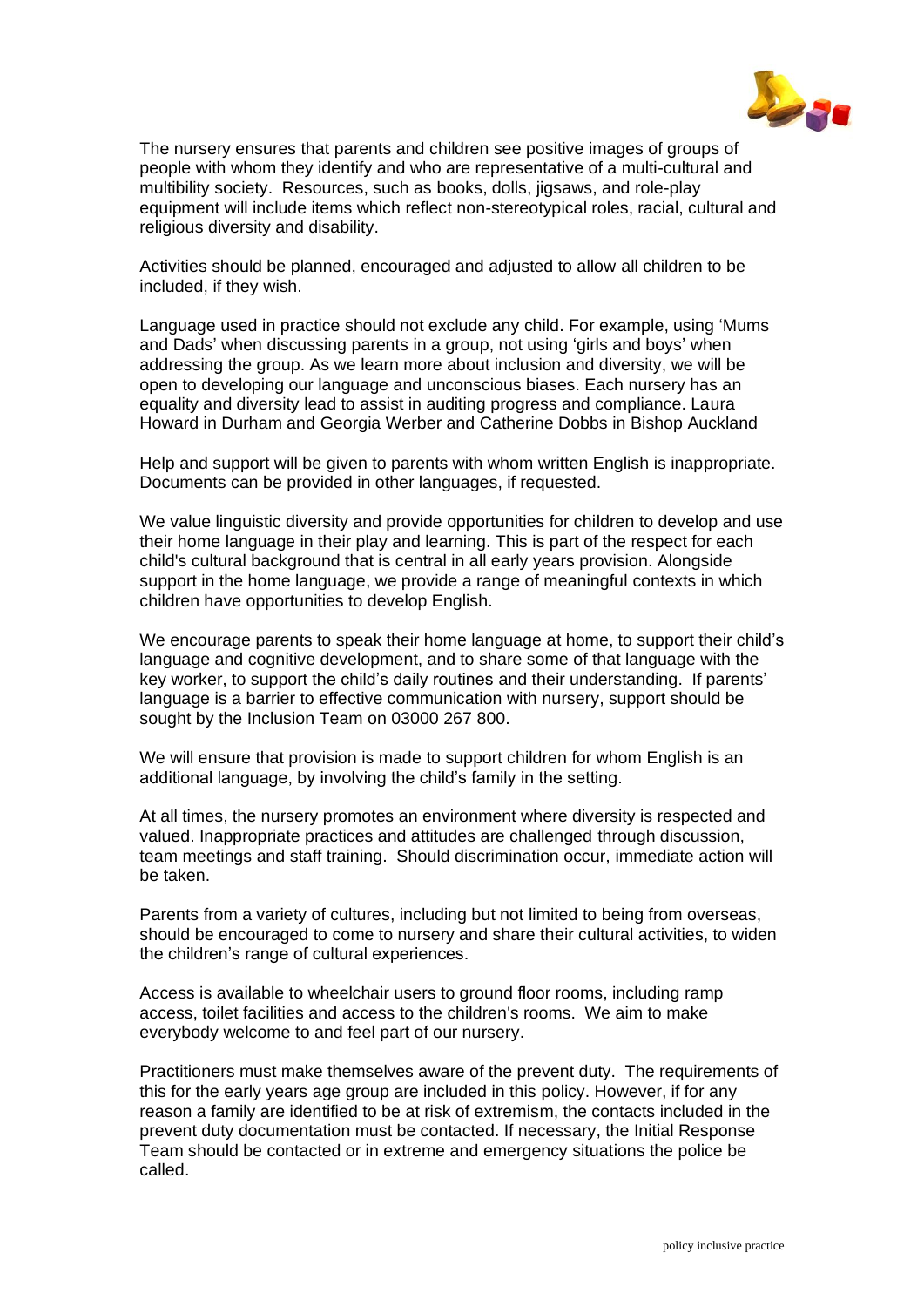The nursery ensures that parents and children see positive images of groups of people with whom they identify and who are representative of a multi-cultural and multibility society. Resources, such as books, dolls, jigsaws, and role-play equipment will include items which reflect non-stereotypical roles, racial, cultural and religious diversity and disability.

Activities should be planned, encouraged and adjusted to allow all children to be included, if they wish.

Language used in practice should not exclude any child. For example, using 'Mums and Dads' when discussing parents in a group, not using 'girls and boys' when addressing the group. As we learn more about inclusion and diversity, we will be open to developing our language and unconscious biases. Each nursery has an equality and diversity lead to assist in auditing progress and compliance. Laura Howard in Durham and Georgia Werber and Catherine Dobbs in Bishop Auckland

Help and support will be given to parents with whom written English is inappropriate. Documents can be provided in other languages, if requested.

We value linguistic diversity and provide opportunities for children to develop and use their home language in their play and learning. This is part of the respect for each child's cultural background that is central in all early years provision. Alongside support in the home language, we provide a range of meaningful contexts in which children have opportunities to develop English.

We encourage parents to speak their home language at home, to support their child's language and cognitive development, and to share some of that language with the key worker, to support the child's daily routines and their understanding. If parents' language is a barrier to effective communication with nursery, support should be sought by the Inclusion Team on 03000 267 800.

We will ensure that provision is made to support children for whom English is an additional language, by involving the child's family in the setting.

At all times, the nursery promotes an environment where diversity is respected and valued. Inappropriate practices and attitudes are challenged through discussion, team meetings and staff training. Should discrimination occur, immediate action will be taken.

Parents from a variety of cultures, including but not limited to being from overseas, should be encouraged to come to nursery and share their cultural activities, to widen the children's range of cultural experiences.

Access is available to wheelchair users to ground floor rooms, including ramp access, toilet facilities and access to the children's rooms. We aim to make everybody welcome to and feel part of our nursery.

Practitioners must make themselves aware of the prevent duty. The requirements of this for the early years age group are included in this policy. However, if for any reason a family are identified to be at risk of extremism, the contacts included in the prevent duty documentation must be contacted. If necessary, the Initial Response Team should be contacted or in extreme and emergency situations the police be called.